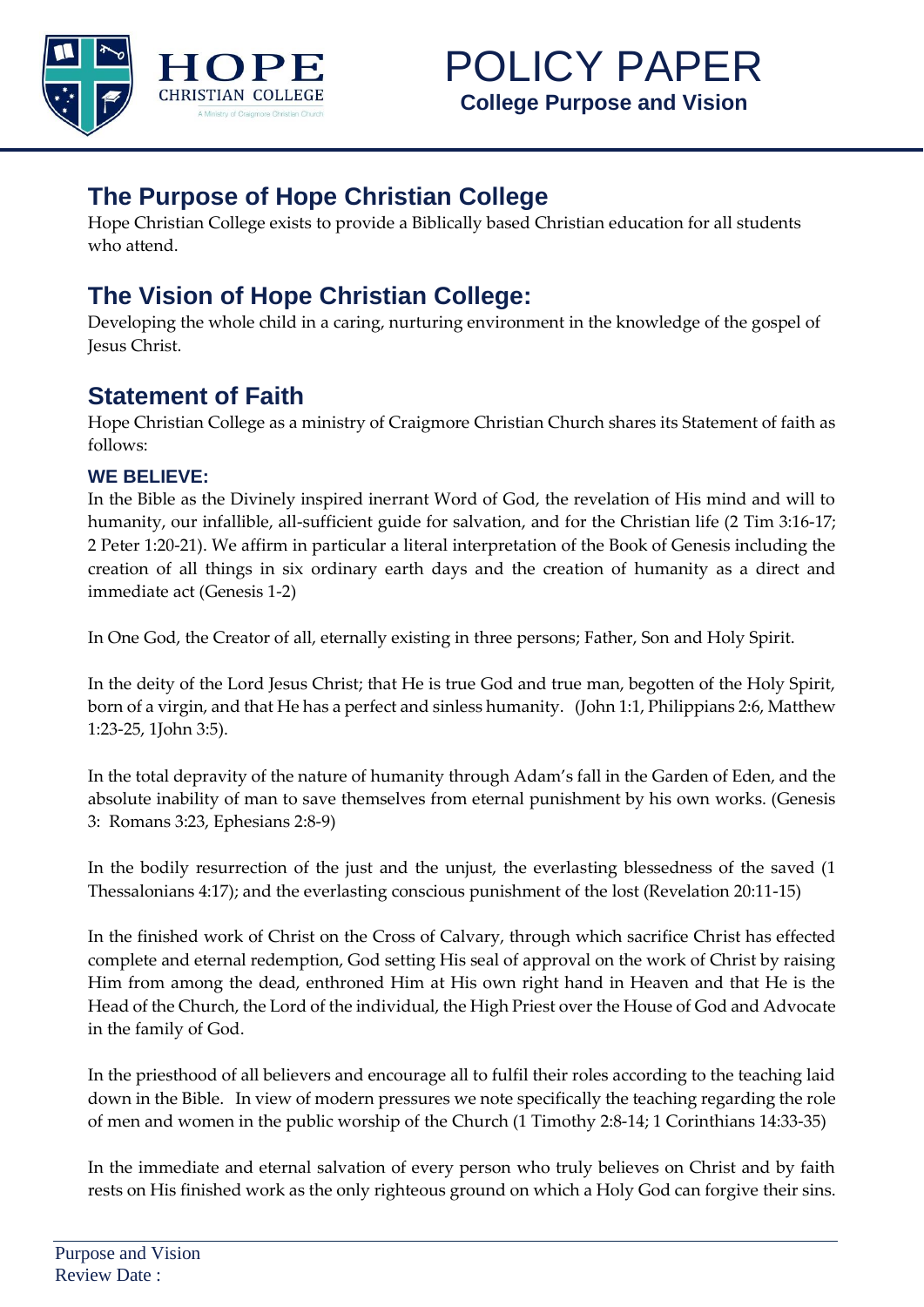# POLICY PAPER

**College Purpose and Vision**

## The Purpose of Hope Christian College

Hope Christian College exists to provide a Biblically based Christian education for all students who attend.

## The Vision of Hope Christian College:

Developing the whole child in a caring, nurturing environment in the knowledge of the gospel of Jesus Christ.

## Statement of Faith

Hope Christian College as a ministry of Craigmore Christian Church shares its Statement of faith as follows:

### WE BELIEVE:

In the Bible as the Divinely inspired inerrant Word of God, the revelation of His mind and will to humanity, our infallible, all-sufficient guide for salvation, and for the Christian life (2 Tim 3:16-17; 2 Peter 1:20-21). We affirm in particular a literal interpretation of the Book of Genesis including the creation of all things in six ordinary earth days and the creation of humanity as a direct and immediate act (Genesis 1-2)

In One God, the Creator of all, eternally existing in three persons; Father, Son and Holy Spirit.

In the deity of the Lord Jesus Christ; that He is true God and true man, begotten of the Holy Spirit, born of a virgin, and that He has a perfect and sinless humanity. (John 1:1, Philippians 2:6, Matthew 1:23-25, 1John 3:5).

In the total depravity of the nature of humanity through Adam's fall in the Garden of Eden, and the absolute inability of man to save themselves from eternal punishment by his own works. (Genesis 3: Romans 3:23, Ephesians 2:8-9)

In the bodily resurrection of the just and the unjust, the everlasting blessedness of the saved (1 Thessalonians 4:17); and the everlasting conscious punishment of the lost (Revelation 20:11-15)

In the finished work of Christ on the Cross of Calvary, through which sacrifice Christ has effected complete and eternal redemption, God setting His seal of approval on the work of Christ by raising Him from among the dead, enthroned Him at His own right hand in Heaven and that He is the Head of the Church, the Lord of the individual, the High Priest over the House of God and Advocate in the family of God.

In the priesthood of all believers and encourage all to fulfil their roles according to the teaching laid down in the Bible. In view of modern pressures we note specifically the teaching regarding the role of men and women in the public worship of the Church (1 Timothy 2:8-14; 1 Corinthians 14:33-35)

In the immediate and eternal salvation of every person who truly believes on Christ and by faith rests on His finished work as the only righteous ground on which a Holy God can forgive their sins.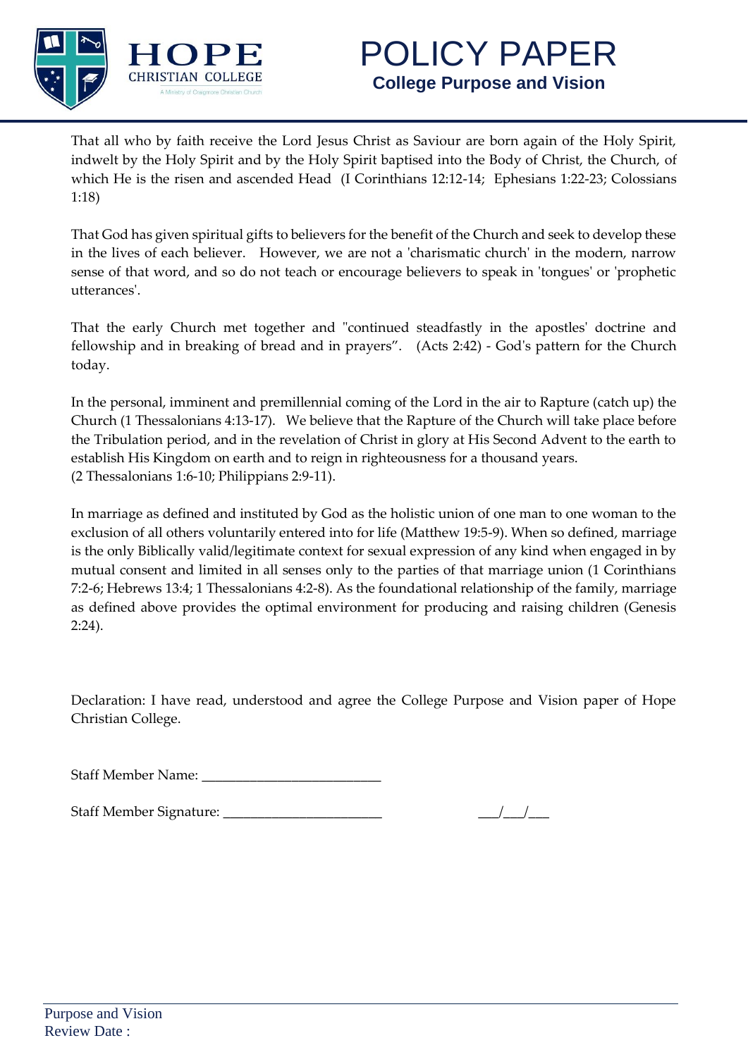# POLICY PAPER

## College Purpose and Vision

That all who by faith receive the Lord Jesus Christ as Saviour are born again of the Holy Spirit, indwelt by the Holy Spirit and by the Holy Spirit baptised into the Body of Christ, the Church, of which He is the risen and ascended Head (I Corinthians 12:12-14; Ephesians 1:22-23; Colossians 1:18)

That God has given spiritual gifts to believers for the benefit of the Church and seek to develop these in the lives of each believer. However, we are not a 'charismatic church' in the modern, narrow sense of that word, and so do not teach or encourage believers to speak in 'tongues' or 'prophetic utterances'.

That the early Church met together and "continued steadfastly in the apostles' doctrine and fellowship and in breaking of bread and in prayers". (Acts 2:42) - God's pattern for the Church today.

In the personal, imminent and premillennial coming of the Lord in the air to Rapture (catch up) the Church (1 Thessalonians 4:13-17). We believe that the Rapture of the Church will take place before the Tribulation period, and in the revelation of Christ in glory at His Second Advent to the earth to establish His Kingdom on earth and to reign in righteousness for a thousand years.
(2 Thessalonians 1:6-10; Philippians 2:9-11).

In marriage as defined and instituted by God as the holistic union of one man to one woman to the exclusion of all others voluntarily entered into for life (Matthew 19:5-9). When so defined, marriage is the only Biblically valid/legitimate context for sexual expression of any kind when engaged in by mutual consent and limited in all senses only to the parties of that marriage union (1 Corinthians 7:2-6; Hebrews 13:4; 1 Thessalonians 4:2-8). As the foundational relationship of the family, marriage as defined above provides the optimal environment for producing and raising children (Genesis 2:24).

Declaration: I have read, understood and agree the College Purpose and Vision paper of Hope Christian College.

Staff Member Name: _________________________

Staff Member Signature: ______________________ ___/___/___

Purpose and Vision
Review Date :